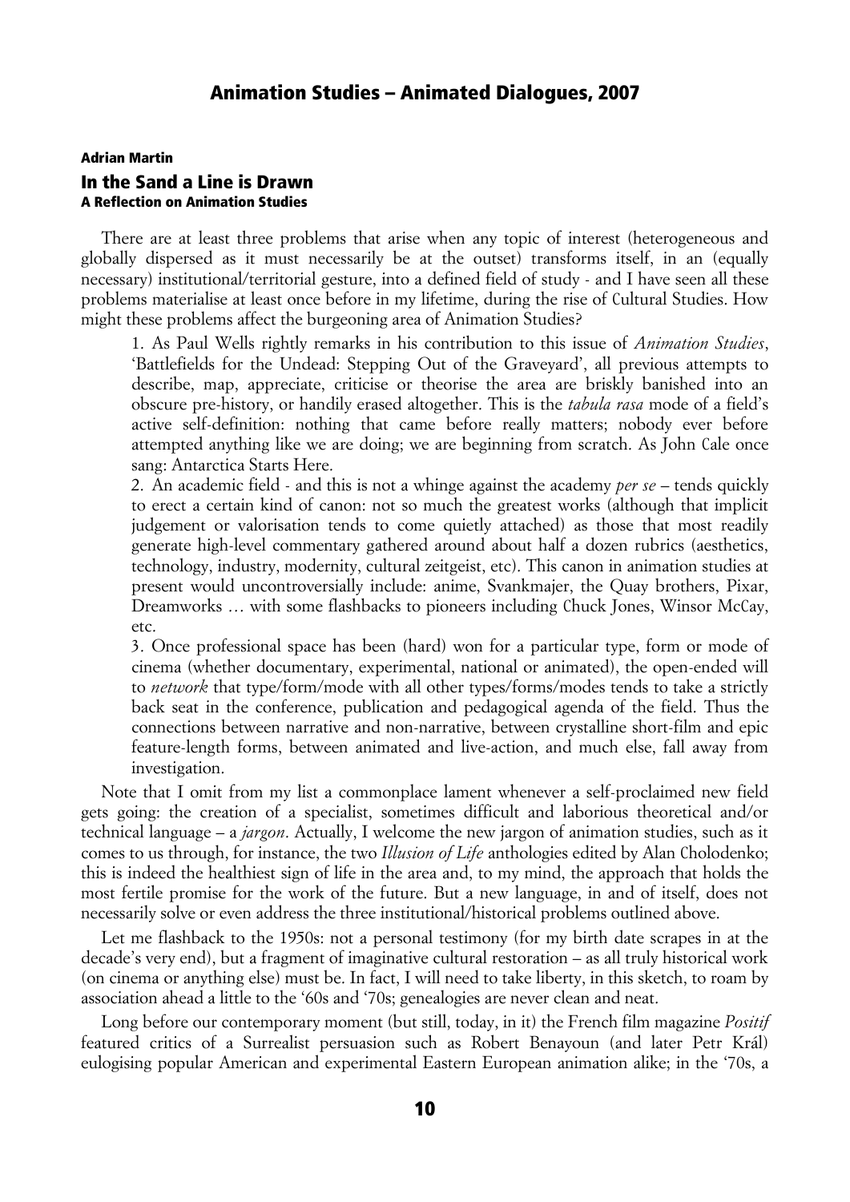# Animation Studies – Animated Dialogues, 2007

**Adrian Martin**

## In the Sand a Line is Drawn

### A Reflection on Animation Studies

There are at least three problems that arise when any topic of interest (heterogeneous and globally dispersed as it must necessarily be at the outset) transforms itself, in an (equally necessary) institutional/territorial gesture, into a defined field of study - and I have seen all these problems materialise at least once before in my lifetime, during the rise of Cultural Studies. How might these problems affect the burgeoning area of Animation Studies?

1. As Paul Wells rightly remarks in his contribution to this issue of *Animation Studies*, 'Battlefields for the Undead: Stepping Out of the Graveyard', all previous attempts to describe, map, appreciate, criticise or theorise the area are briskly banished into an obscure pre-history, or handily erased altogether. This is the *tabula rasa* mode of a field's active self-definition: nothing that came before really matters; nobody ever before attempted anything like we are doing; we are beginning from scratch. As John Cale once sang: Antarctica Starts Here.
2. An academic field - and this is not a whinge against the academy *per se* – tends quickly to erect a certain kind of canon: not so much the greatest works (although that implicit judgement or valorisation tends to come quietly attached) as those that most readily generate high-level commentary gathered around about half a dozen rubrics (aesthetics, technology, industry, modernity, cultural zeitgeist, etc). This canon in animation studies at present would uncontroversially include: anime, Svankmajer, the Quay brothers, Pixar, Dreamworks … with some flashbacks to pioneers including Chuck Jones, Winsor McCay, etc.
3. Once professional space has been (hard) won for a particular type, form or mode of cinema (whether documentary, experimental, national or animated), the open-ended will to *network* that type/form/mode with all other types/forms/modes tends to take a strictly back seat in the conference, publication and pedagogical agenda of the field. Thus the connections between narrative and non-narrative, between crystalline short-film and epic feature-length forms, between animated and live-action, and much else, fall away from investigation.

Note that I omit from my list a commonplace lament whenever a self-proclaimed new field gets going: the creation of a specialist, sometimes difficult and laborious theoretical and/or technical language – a *jargon*. Actually, I welcome the new jargon of animation studies, such as it comes to us through, for instance, the two *Illusion of Life* anthologies edited by Alan Cholodenko; this is indeed the healthiest sign of life in the area and, to my mind, the approach that holds the most fertile promise for the work of the future. But a new language, in and of itself, does not necessarily solve or even address the three institutional/historical problems outlined above.

Let me flashback to the 1950s: not a personal testimony (for my birth date scrapes in at the decade's very end), but a fragment of imaginative cultural restoration – as all truly historical work (on cinema or anything else) must be. In fact, I will need to take liberty, in this sketch, to roam by association ahead a little to the '60s and '70s; genealogies are never clean and neat.

Long before our contemporary moment (but still, today, in it) the French film magazine *Positif* featured critics of a Surrealist persuasion such as Robert Benayoun (and later Petr Král) eulogising popular American and experimental Eastern European animation alike; in the '70s, a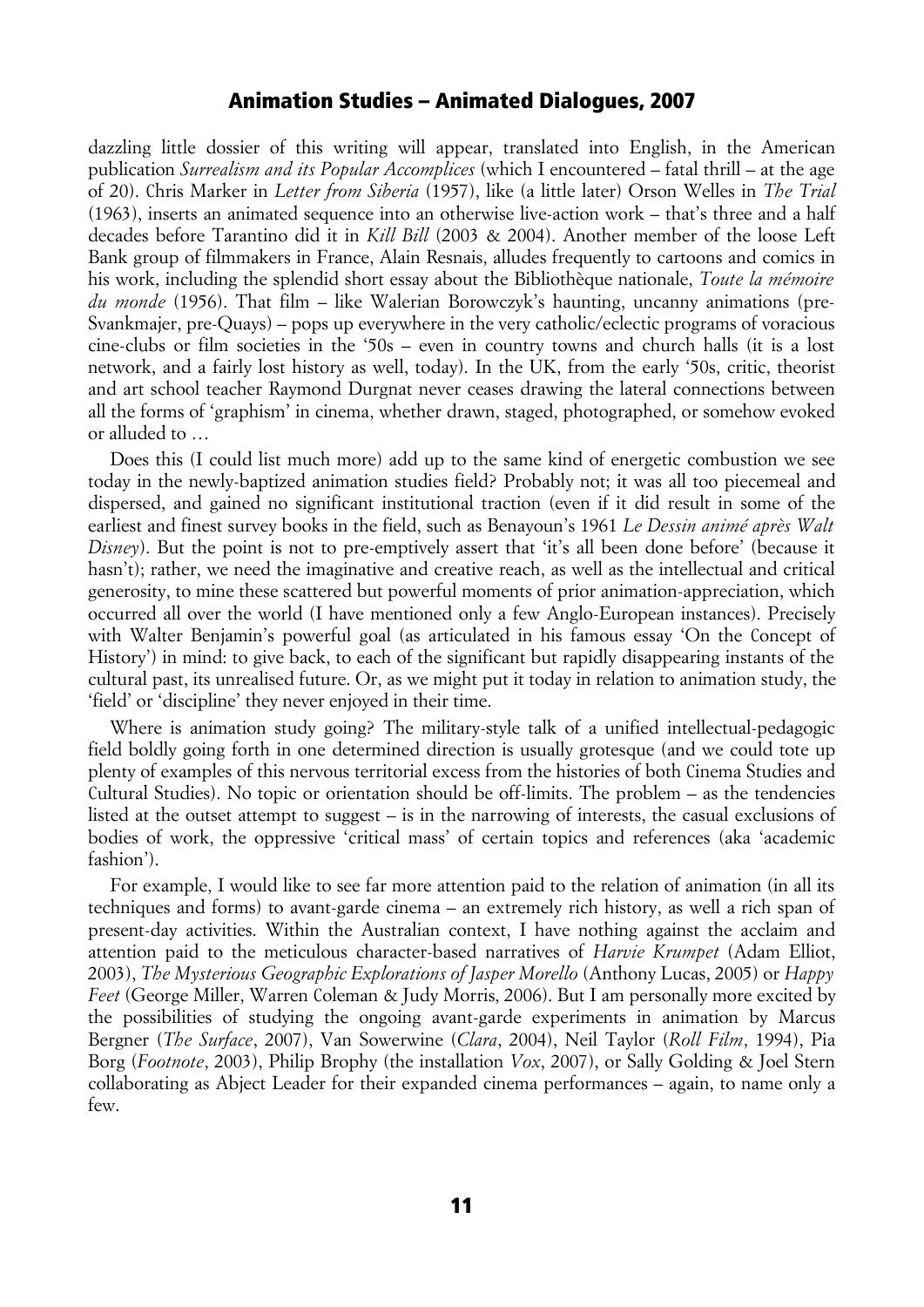dazzling little dossier of this writing will appear, translated into English, in the American publication *Surrealism and its Popular Accomplices* (which I encountered – fatal thrill – at the age of 20). Chris Marker in *Letter from Siberia* (1957), like (a little later) Orson Welles in *The Trial* (1963), inserts an animated sequence into an otherwise live-action work – that's three and a half decades before Tarantino did it in *Kill Bill* (2003 & 2004). Another member of the loose Left Bank group of filmmakers in France, Alain Resnais, alludes frequently to cartoons and comics in his work, including the splendid short essay about the Bibliothèque nationale, *Toute la mémoire du monde* (1956). That film – like Walerian Borowczyk's haunting, uncanny animations (pre-Svankmajer, pre-Quays) – pops up everywhere in the very catholic/eclectic programs of voracious cine-clubs or film societies in the '50s – even in country towns and church halls (it is a lost network, and a fairly lost history as well, today). In the UK, from the early '50s, critic, theorist and art school teacher Raymond Durgnat never ceases drawing the lateral connections between all the forms of 'graphism' in cinema, whether drawn, staged, photographed, or somehow evoked or alluded to …

Does this (I could list much more) add up to the same kind of energetic combustion we see today in the newly-baptized animation studies field? Probably not; it was all too piecemeal and dispersed, and gained no significant institutional traction (even if it did result in some of the earliest and finest survey books in the field, such as Benayoun's 1961 *Le Dessin animé après Walt Disney*). But the point is not to pre-emptively assert that 'it's all been done before' (because it hasn't); rather, we need the imaginative and creative reach, as well as the intellectual and critical generosity, to mine these scattered but powerful moments of prior animation-appreciation, which occurred all over the world (I have mentioned only a few Anglo-European instances). Precisely with Walter Benjamin's powerful goal (as articulated in his famous essay 'On the Concept of History') in mind: to give back, to each of the significant but rapidly disappearing instants of the cultural past, its unrealised future. Or, as we might put it today in relation to animation study, the 'field' or 'discipline' they never enjoyed in their time.

Where is animation study going? The military-style talk of a unified intellectual-pedagogic field boldly going forth in one determined direction is usually grotesque (and we could tote up plenty of examples of this nervous territorial excess from the histories of both Cinema Studies and Cultural Studies). No topic or orientation should be off-limits. The problem – as the tendencies listed at the outset attempt to suggest – is in the narrowing of interests, the casual exclusions of bodies of work, the oppressive 'critical mass' of certain topics and references (aka 'academic fashion').

For example, I would like to see far more attention paid to the relation of animation (in all its techniques and forms) to avant-garde cinema – an extremely rich history, as well a rich span of present-day activities. Within the Australian context, I have nothing against the acclaim and attention paid to the meticulous character-based narratives of *Harvie Krumpet* (Adam Elliot, 2003), *The Mysterious Geographic Explorations of Jasper Morello* (Anthony Lucas, 2005) or *Happy Feet* (George Miller, Warren Coleman & Judy Morris, 2006). But I am personally more excited by the possibilities of studying the ongoing avant-garde experiments in animation by Marcus Bergner (*The Surface*, 2007), Van Sowerwine (*Clara*, 2004), Neil Taylor (*Roll Film*, 1994), Pia Borg (*Footnote*, 2003), Philip Brophy (the installation *Vox*, 2007), or Sally Golding & Joel Stern collaborating as Abject Leader for their expanded cinema performances – again, to name only a few.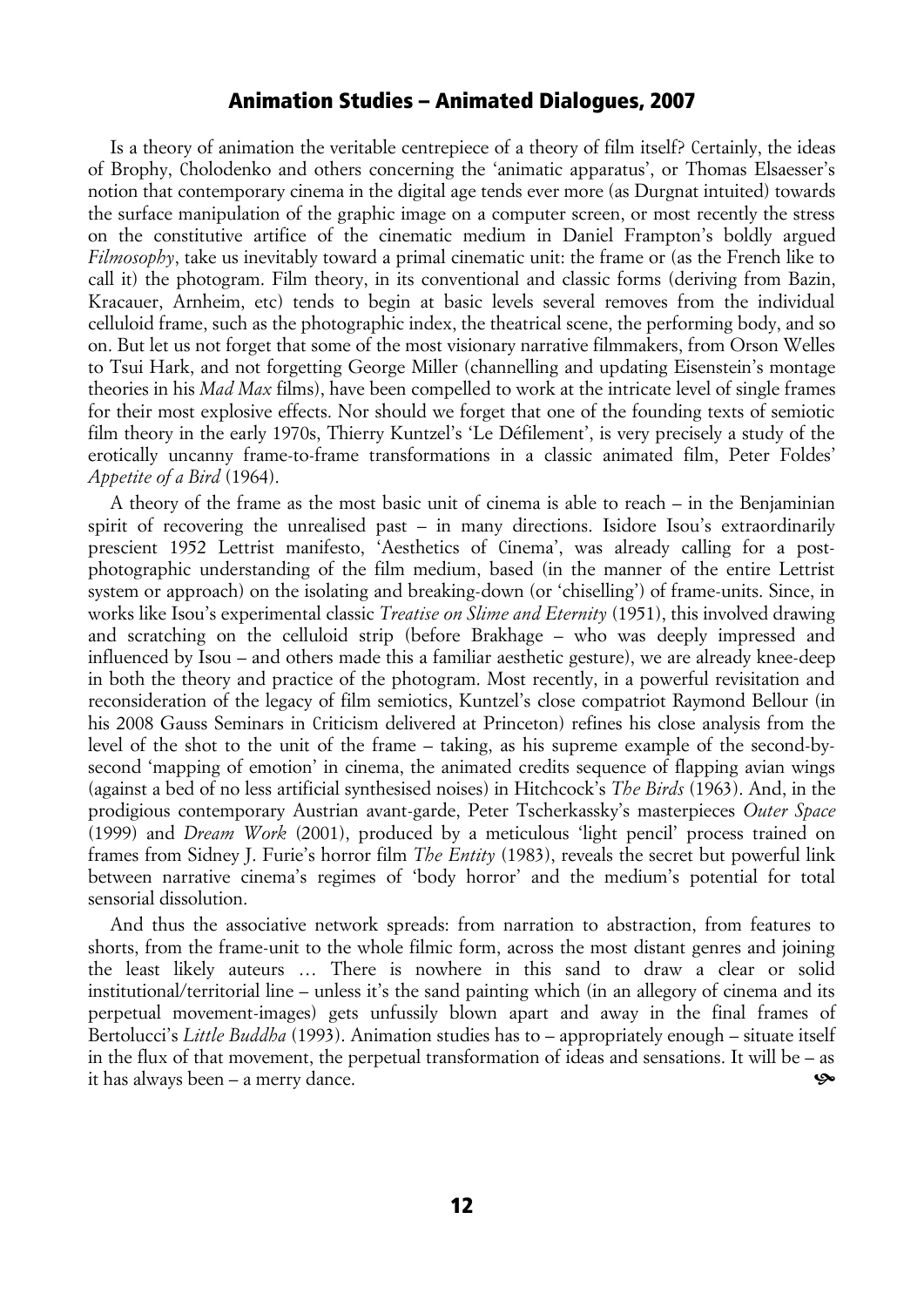Is a theory of animation the veritable centrepiece of a theory of film itself? Certainly, the ideas of Brophy, Cholodenko and others concerning the 'animatic apparatus', or Thomas Elsaesser's notion that contemporary cinema in the digital age tends ever more (as Durgnat intuited) towards the surface manipulation of the graphic image on a computer screen, or most recently the stress on the constitutive artifice of the cinematic medium in Daniel Frampton's boldly argued *Filmosophy*, take us inevitably toward a primal cinematic unit: the frame or (as the French like to call it) the photogram. Film theory, in its conventional and classic forms (deriving from Bazin, Kracauer, Arnheim, etc) tends to begin at basic levels several removes from the individual celluloid frame, such as the photographic index, the theatrical scene, the performing body, and so on. But let us not forget that some of the most visionary narrative filmmakers, from Orson Welles to Tsui Hark, and not forgetting George Miller (channelling and updating Eisenstein's montage theories in his *Mad Max* films), have been compelled to work at the intricate level of single frames for their most explosive effects. Nor should we forget that one of the founding texts of semiotic film theory in the early 1970s, Thierry Kuntzel's 'Le Défilement', is very precisely a study of the erotically uncanny frame-to-frame transformations in a classic animated film, Peter Foldes' *Appetite of a Bird* (1964).

A theory of the frame as the most basic unit of cinema is able to reach – in the Benjaminian spirit of recovering the unrealised past – in many directions. Isidore Isou's extraordinarily prescient 1952 Lettrist manifesto, 'Aesthetics of Cinema', was already calling for a post-photographic understanding of the film medium, based (in the manner of the entire Lettrist system or approach) on the isolating and breaking-down (or 'chiselling') of frame-units. Since, in works like Isou's experimental classic *Treatise on Slime and Eternity* (1951), this involved drawing and scratching on the celluloid strip (before Brakhage – who was deeply impressed and influenced by Isou – and others made this a familiar aesthetic gesture), we are already knee-deep in both the theory and practice of the photogram. Most recently, in a powerful revisitation and reconsideration of the legacy of film semiotics, Kuntzel's close compatriot Raymond Bellour (in his 2008 Gauss Seminars in Criticism delivered at Princeton) refines his close analysis from the level of the shot to the unit of the frame – taking, as his supreme example of the second-by-second 'mapping of emotion' in cinema, the animated credits sequence of flapping avian wings (against a bed of no less artificial synthesised noises) in Hitchcock's *The Birds* (1963). And, in the prodigious contemporary Austrian avant-garde, Peter Tscherkassky's masterpieces *Outer Space* (1999) and *Dream Work* (2001), produced by a meticulous 'light pencil' process trained on frames from Sidney J. Furie's horror film *The Entity* (1983), reveals the secret but powerful link between narrative cinema's regimes of 'body horror' and the medium's potential for total sensorial dissolution.

And thus the associative network spreads: from narration to abstraction, from features to shorts, from the frame-unit to the whole filmic form, across the most distant genres and joining the least likely auteurs … There is nowhere in this sand to draw a clear or solid institutional/territorial line – unless it's the sand painting which (in an allegory of cinema and its perpetual movement-images) gets unfussily blown apart and away in the final frames of Bertolucci's *Little Buddha* (1993). Animation studies has to – appropriately enough – situate itself in the flux of that movement, the perpetual transformation of ideas and sensations. It will be – as it has always been – a merry dance.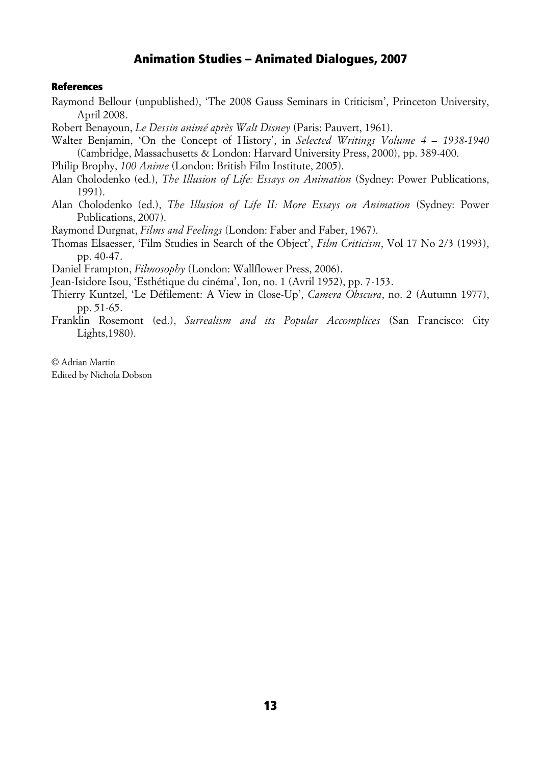### References

Raymond Bellour (unpublished), 'The 2008 Gauss Seminars in Criticism', Princeton University, April 2008.

Robert Benayoun, *Le Dessin animé après Walt Disney* (Paris: Pauvert, 1961).

Walter Benjamin, 'On the Concept of History', in *Selected Writings Volume 4 – 1938-1940* (Cambridge, Massachusetts & London: Harvard University Press, 2000), pp. 389-400.

Philip Brophy, *100 Anime* (London: British Film Institute, 2005).

Alan Cholodenko (ed.), *The Illusion of Life: Essays on Animation* (Sydney: Power Publications, 1991).

Alan Cholodenko (ed.), *The Illusion of Life II: More Essays on Animation* (Sydney: Power Publications, 2007).

Raymond Durgnat, *Films and Feelings* (London: Faber and Faber, 1967).

Thomas Elsaesser, 'Film Studies in Search of the Object', *Film Criticism*, Vol 17 No 2/3 (1993), pp. 40-47.

Daniel Frampton, *Filmosophy* (London: Wallflower Press, 2006).

Jean-Isidore Isou, 'Esthétique du cinéma', Ion, no. 1 (Avril 1952), pp. 7-153.

Thierry Kuntzel, 'Le Défilement: A View in Close-Up', *Camera Obscura*, no. 2 (Autumn 1977), pp. 51-65.

Franklin Rosemont (ed.), *Surrealism and its Popular Accomplices* (San Francisco: City Lights,1980).

© Adrian Martin
Edited by Nichola Dobson